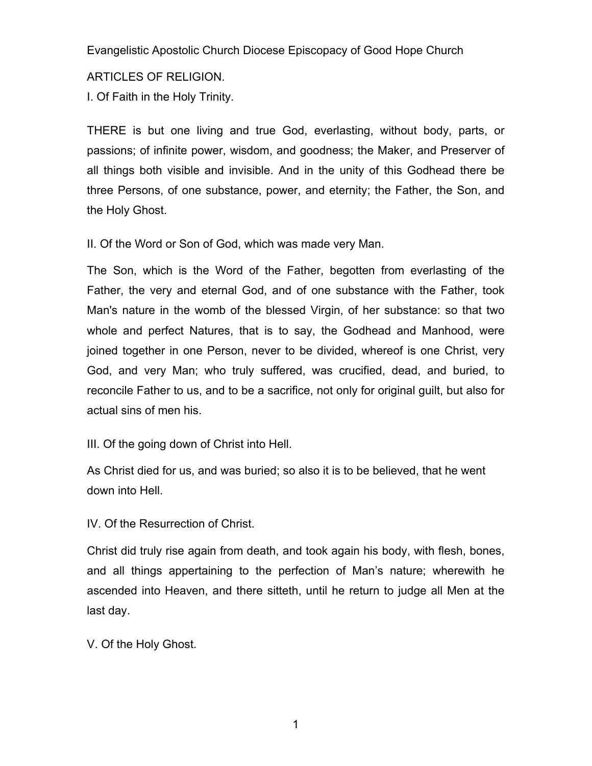Evangelistic Apostolic Church Diocese Episcopacy of Good Hope Church

# ARTICLES OF RELIGION.

## I. Of Faith in the Holy Trinity.

THERE is but one living and true God, everlasting, without body, parts, or passions; of infinite power, wisdom, and goodness; the Maker, and Preserver of all things both visible and invisible. And in the unity of this Godhead there be three Persons, of one substance, power, and eternity; the Father, the Son, and the Holy Ghost.

## II. Of the Word or Son of God, which was made very Man.

The Son, which is the Word of the Father, begotten from everlasting of the Father, the very and eternal God, and of one substance with the Father, took Man's nature in the womb of the blessed Virgin, of her substance: so that two whole and perfect Natures, that is to say, the Godhead and Manhood, were joined together in one Person, never to be divided, whereof is one Christ, very God, and very Man; who truly suffered, was crucified, dead, and buried, to reconcile Father to us, and to be a sacrifice, not only for original guilt, but also for actual sins of men his.

## III. Of the going down of Christ into Hell.

As Christ died for us, and was buried; so also it is to be believed, that he went down into Hell.

## IV. Of the Resurrection of Christ.

Christ did truly rise again from death, and took again his body, with flesh, bones, and all things appertaining to the perfection of Man's nature; wherewith he ascended into Heaven, and there sitteth, until he return to judge all Men at the last day.

## V. Of the Holy Ghost.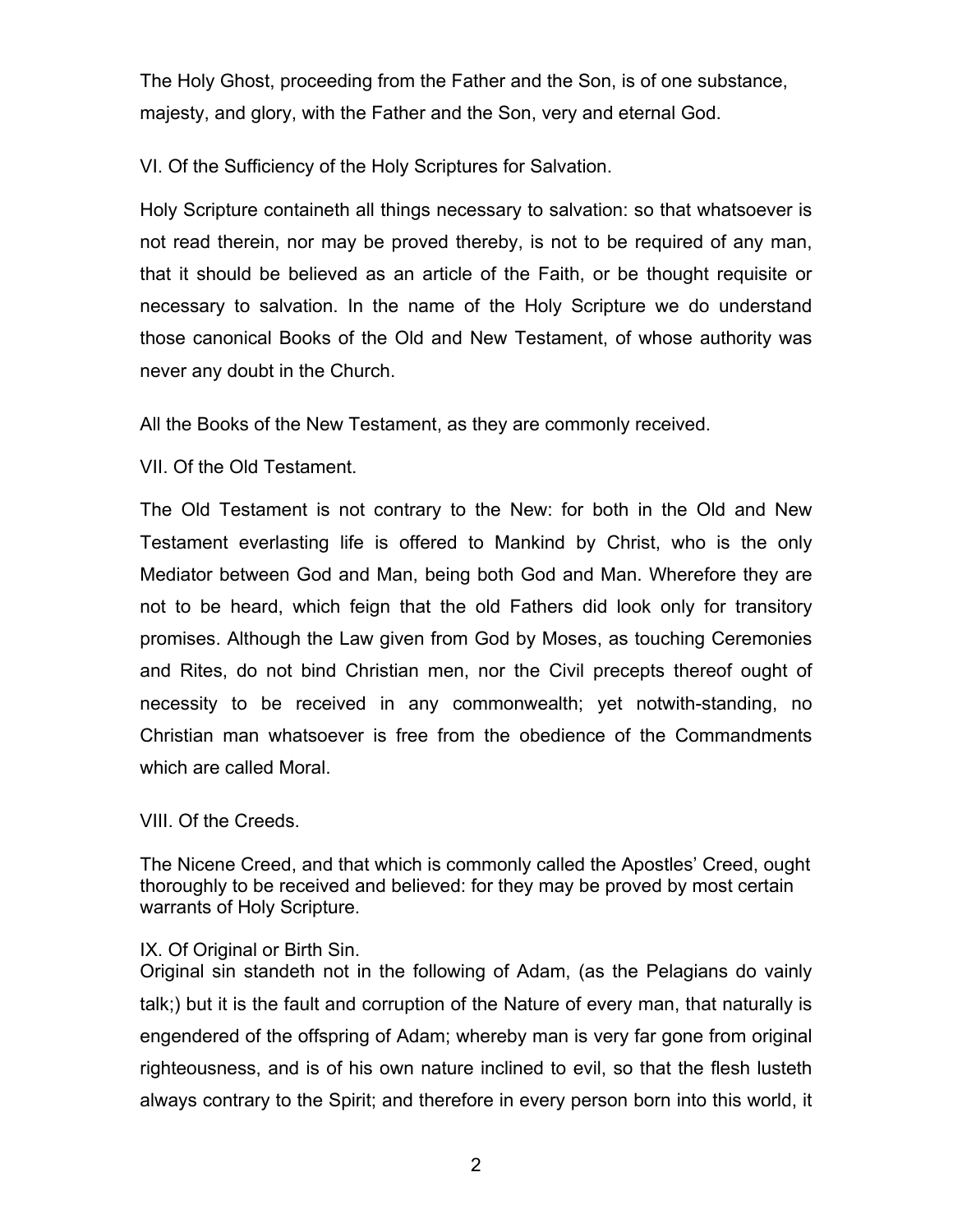The Holy Ghost, proceeding from the Father and the Son, is of one substance, majesty, and glory, with the Father and the Son, very and eternal God.

VI. Of the Sufficiency of the Holy Scriptures for Salvation.

Holy Scripture containeth all things necessary to salvation: so that whatsoever is not read therein, nor may be proved thereby, is not to be required of any man, that it should be believed as an article of the Faith, or be thought requisite or necessary to salvation. In the name of the Holy Scripture we do understand those canonical Books of the Old and New Testament, of whose authority was never any doubt in the Church.

All the Books of the New Testament, as they are commonly received.

VII. Of the Old Testament.

The Old Testament is not contrary to the New: for both in the Old and New Testament everlasting life is offered to Mankind by Christ, who is the only Mediator between God and Man, being both God and Man. Wherefore they are not to be heard, which feign that the old Fathers did look only for transitory promises. Although the Law given from God by Moses, as touching Ceremonies and Rites, do not bind Christian men, nor the Civil precepts thereof ought of necessity to be received in any commonwealth; yet notwith-standing, no Christian man whatsoever is free from the obedience of the Commandments which are called Moral.

VIII. Of the Creeds.

The Nicene Creed, and that which is commonly called the Apostles' Creed, ought thoroughly to be received and believed: for they may be proved by most certain warrants of Holy Scripture.

IX. Of Original or Birth Sin.

Original sin standeth not in the following of Adam, (as the Pelagians do vainly talk;) but it is the fault and corruption of the Nature of every man, that naturally is engendered of the offspring of Adam; whereby man is very far gone from original righteousness, and is of his own nature inclined to evil, so that the flesh lusteth always contrary to the Spirit; and therefore in every person born into this world, it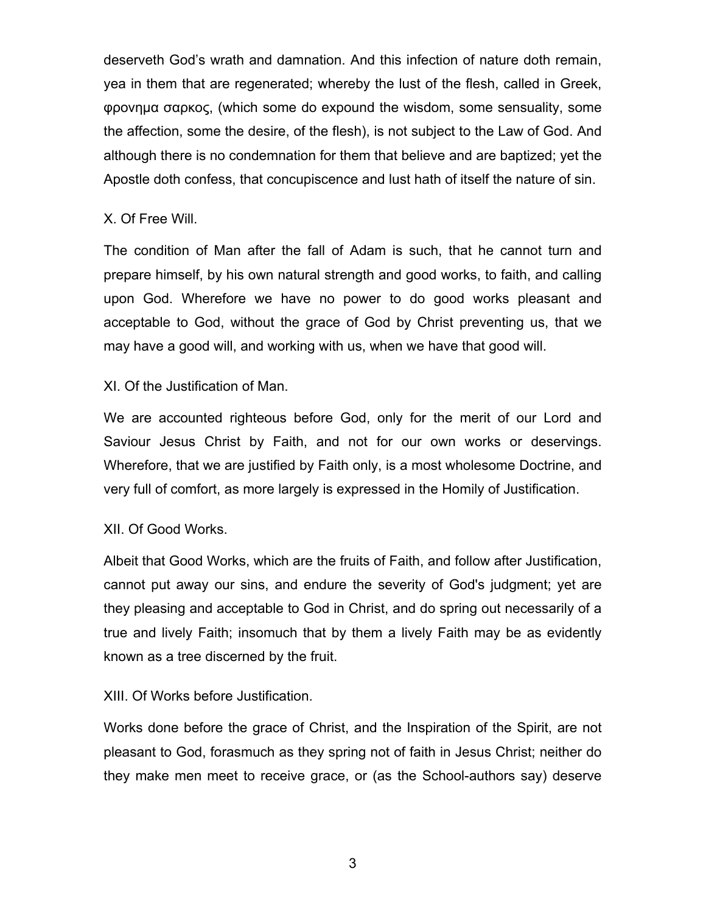deserveth God’s wrath and damnation. And this infection of nature doth remain, yea in them that are regenerated; whereby the lust of the flesh, called in Greek, φρονημα σαρκος, (which some do expound the wisdom, some sensuality, some the affection, some the desire, of the flesh), is not subject to the Law of God. And although there is no condemnation for them that believe and are baptized; yet the Apostle doth confess, that concupiscence and lust hath of itself the nature of sin.

X. Of Free Will.

The condition of Man after the fall of Adam is such, that he cannot turn and prepare himself, by his own natural strength and good works, to faith, and calling upon God. Wherefore we have no power to do good works pleasant and acceptable to God, without the grace of God by Christ preventing us, that we may have a good will, and working with us, when we have that good will.

XI. Of the Justification of Man.

We are accounted righteous before God, only for the merit of our Lord and Saviour Jesus Christ by Faith, and not for our own works or deservings. Wherefore, that we are justified by Faith only, is a most wholesome Doctrine, and very full of comfort, as more largely is expressed in the Homily of Justification.

XII. Of Good Works.

Albeit that Good Works, which are the fruits of Faith, and follow after Justification, cannot put away our sins, and endure the severity of God's judgment; yet are they pleasing and acceptable to God in Christ, and do spring out necessarily of a true and lively Faith; insomuch that by them a lively Faith may be as evidently known as a tree discerned by the fruit.

XIII. Of Works before Justification.

Works done before the grace of Christ, and the Inspiration of the Spirit, are not pleasant to God, forasmuch as they spring not of faith in Jesus Christ; neither do they make men meet to receive grace, or (as the School-authors say) deserve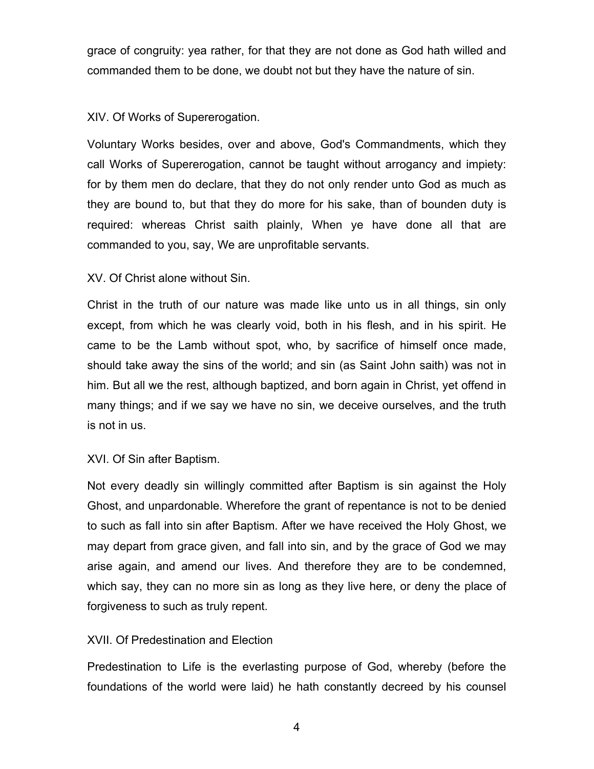grace of congruity: yea rather, for that they are not done as God hath willed and commanded them to be done, we doubt not but they have the nature of sin.

## XIV. Of Works of Supererogation.

Voluntary Works besides, over and above, God's Commandments, which they call Works of Supererogation, cannot be taught without arrogancy and impiety: for by them men do declare, that they do not only render unto God as much as they are bound to, but that they do more for his sake, than of bounden duty is required: whereas Christ saith plainly, When ye have done all that are commanded to you, say, We are unprofitable servants.

## XV. Of Christ alone without Sin.

Christ in the truth of our nature was made like unto us in all things, sin only except, from which he was clearly void, both in his flesh, and in his spirit. He came to be the Lamb without spot, who, by sacrifice of himself once made, should take away the sins of the world; and sin (as Saint John saith) was not in him. But all we the rest, although baptized, and born again in Christ, yet offend in many things; and if we say we have no sin, we deceive ourselves, and the truth is not in us.

## XVI. Of Sin after Baptism.

Not every deadly sin willingly committed after Baptism is sin against the Holy Ghost, and unpardonable. Wherefore the grant of repentance is not to be denied to such as fall into sin after Baptism. After we have received the Holy Ghost, we may depart from grace given, and fall into sin, and by the grace of God we may arise again, and amend our lives. And therefore they are to be condemned, which say, they can no more sin as long as they live here, or deny the place of forgiveness to such as truly repent.

## XVII. Of Predestination and Election

Predestination to Life is the everlasting purpose of God, whereby (before the foundations of the world were laid) he hath constantly decreed by his counsel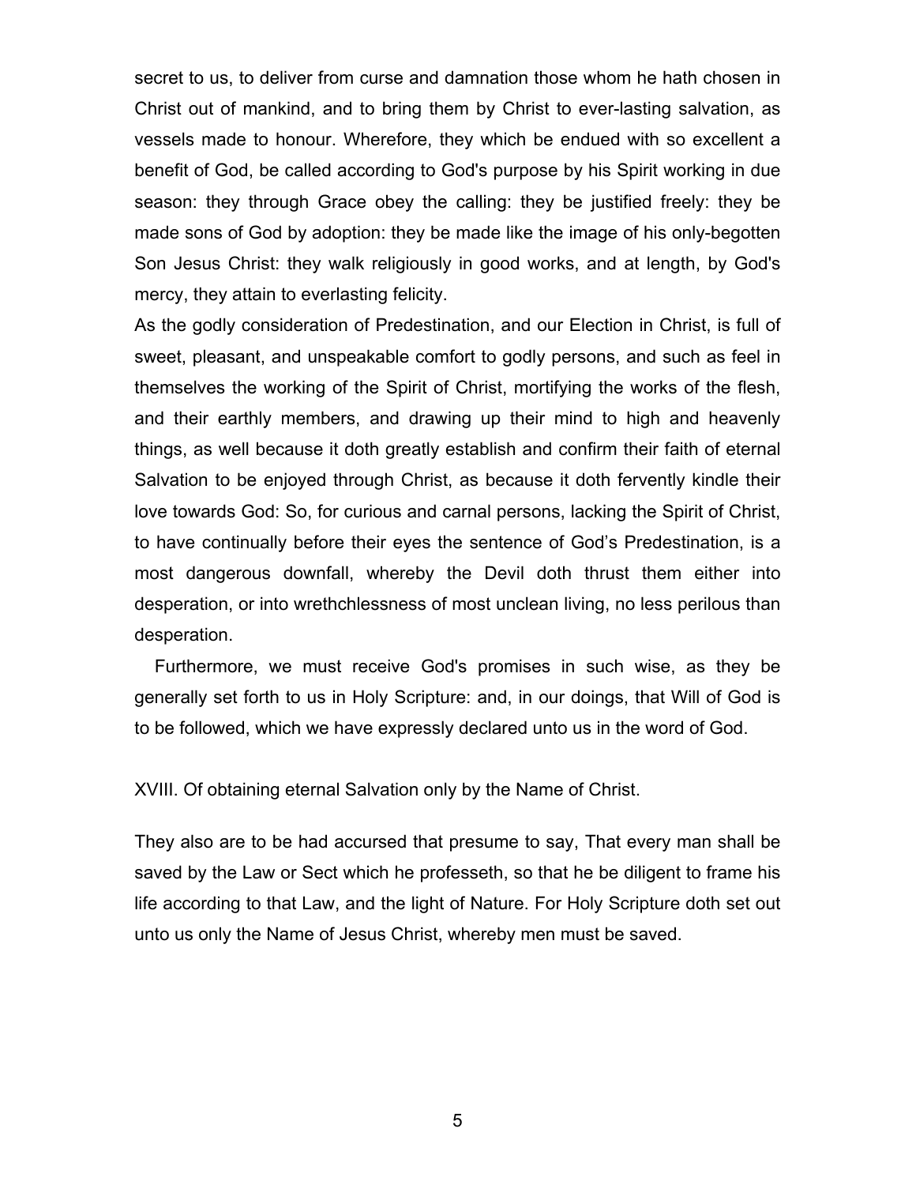secret to us, to deliver from curse and damnation those whom he hath chosen in Christ out of mankind, and to bring them by Christ to ever-lasting salvation, as vessels made to honour. Wherefore, they which be endued with so excellent a benefit of God, be called according to God's purpose by his Spirit working in due season: they through Grace obey the calling: they be justified freely: they be made sons of God by adoption: they be made like the image of his only-begotten Son Jesus Christ: they walk religiously in good works, and at length, by God's mercy, they attain to everlasting felicity.

As the godly consideration of Predestination, and our Election in Christ, is full of sweet, pleasant, and unspeakable comfort to godly persons, and such as feel in themselves the working of the Spirit of Christ, mortifying the works of the flesh, and their earthly members, and drawing up their mind to high and heavenly things, as well because it doth greatly establish and confirm their faith of eternal Salvation to be enjoyed through Christ, as because it doth fervently kindle their love towards God: So, for curious and carnal persons, lacking the Spirit of Christ, to have continually before their eyes the sentence of God's Predestination, is a most dangerous downfall, whereby the Devil doth thrust them either into desperation, or into wrethchlessness of most unclean living, no less perilous than desperation.

Furthermore, we must receive God's promises in such wise, as they be generally set forth to us in Holy Scripture: and, in our doings, that Will of God is to be followed, which we have expressly declared unto us in the word of God.

## XVIII. Of obtaining eternal Salvation only by the Name of Christ.

They also are to be had accursed that presume to say, That every man shall be saved by the Law or Sect which he professeth, so that he be diligent to frame his life according to that Law, and the light of Nature. For Holy Scripture doth set out unto us only the Name of Jesus Christ, whereby men must be saved.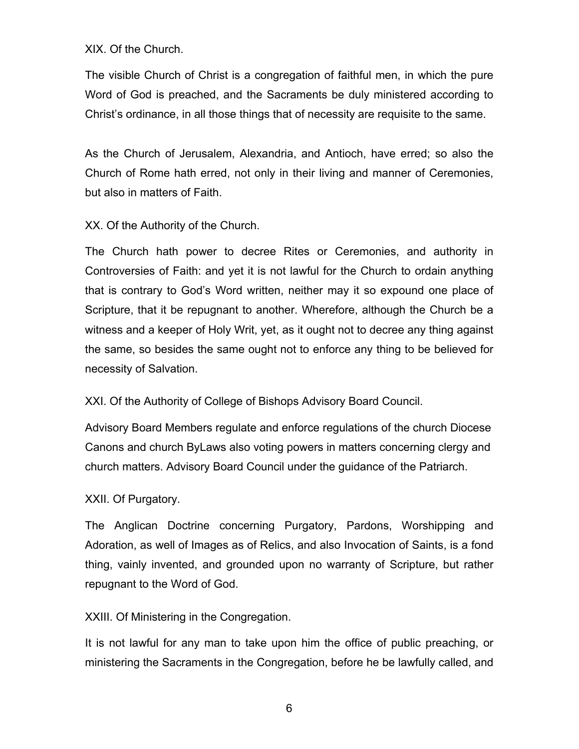XIX. Of the Church.

The visible Church of Christ is a congregation of faithful men, in which the pure Word of God is preached, and the Sacraments be duly ministered according to Christ's ordinance, in all those things that of necessity are requisite to the same.

As the Church of Jerusalem, Alexandria, and Antioch, have erred; so also the Church of Rome hath erred, not only in their living and manner of Ceremonies, but also in matters of Faith.

XX. Of the Authority of the Church.

The Church hath power to decree Rites or Ceremonies, and authority in Controversies of Faith: and yet it is not lawful for the Church to ordain anything that is contrary to God's Word written, neither may it so expound one place of Scripture, that it be repugnant to another. Wherefore, although the Church be a witness and a keeper of Holy Writ, yet, as it ought not to decree any thing against the same, so besides the same ought not to enforce any thing to be believed for necessity of Salvation.

XXI. Of the Authority of College of Bishops Advisory Board Council.

Advisory Board Members regulate and enforce regulations of the church Diocese Canons and church ByLaws also voting powers in matters concerning clergy and church matters. Advisory Board Council under the guidance of the Patriarch.

XXII. Of Purgatory.

The Anglican Doctrine concerning Purgatory, Pardons, Worshipping and Adoration, as well of Images as of Relics, and also Invocation of Saints, is a fond thing, vainly invented, and grounded upon no warranty of Scripture, but rather repugnant to the Word of God.

XXIII. Of Ministering in the Congregation.

It is not lawful for any man to take upon him the office of public preaching, or ministering the Sacraments in the Congregation, before he be lawfully called, and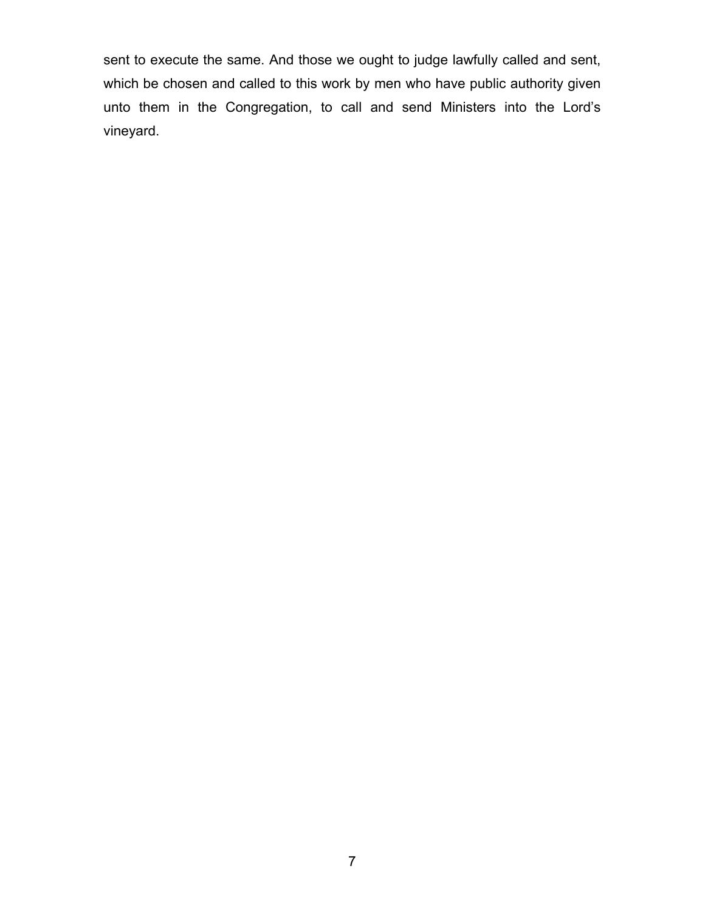sent to execute the same. And those we ought to judge lawfully called and sent, which be chosen and called to this work by men who have public authority given unto them in the Congregation, to call and send Ministers into the Lord's vineyard.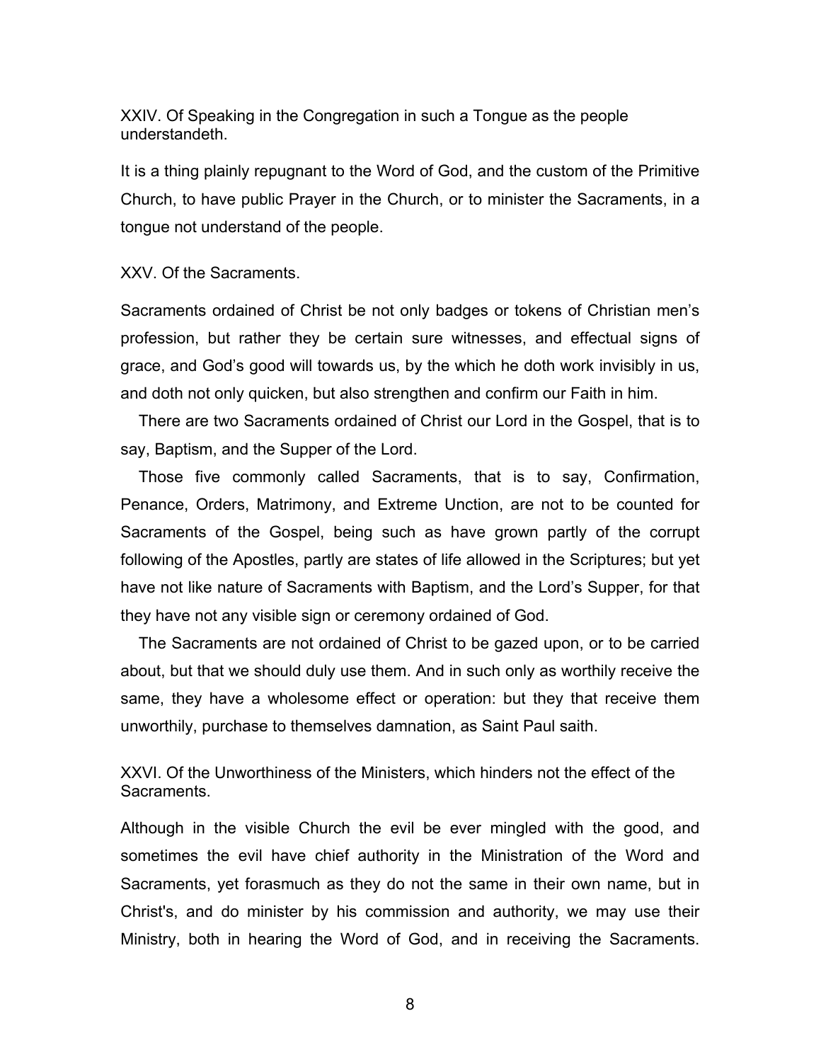## XXIV. Of Speaking in the Congregation in such a Tongue as the people understandeth.

It is a thing plainly repugnant to the Word of God, and the custom of the Primitive Church, to have public Prayer in the Church, or to minister the Sacraments, in a tongue not understand of the people.

## XXV. Of the Sacraments.

Sacraments ordained of Christ be not only badges or tokens of Christian men's profession, but rather they be certain sure witnesses, and effectual signs of grace, and God's good will towards us, by the which he doth work invisibly in us, and doth not only quicken, but also strengthen and confirm our Faith in him.

There are two Sacraments ordained of Christ our Lord in the Gospel, that is to say, Baptism, and the Supper of the Lord.

Those five commonly called Sacraments, that is to say, Confirmation, Penance, Orders, Matrimony, and Extreme Unction, are not to be counted for Sacraments of the Gospel, being such as have grown partly of the corrupt following of the Apostles, partly are states of life allowed in the Scriptures; but yet have not like nature of Sacraments with Baptism, and the Lord's Supper, for that they have not any visible sign or ceremony ordained of God.

The Sacraments are not ordained of Christ to be gazed upon, or to be carried about, but that we should duly use them. And in such only as worthily receive the same, they have a wholesome effect or operation: but they that receive them unworthily, purchase to themselves damnation, as Saint Paul saith.

## XXVI. Of the Unworthiness of the Ministers, which hinders not the effect of the Sacraments.

Although in the visible Church the evil be ever mingled with the good, and sometimes the evil have chief authority in the Ministration of the Word and Sacraments, yet forasmuch as they do not the same in their own name, but in Christ's, and do minister by his commission and authority, we may use their Ministry, both in hearing the Word of God, and in receiving the Sacraments.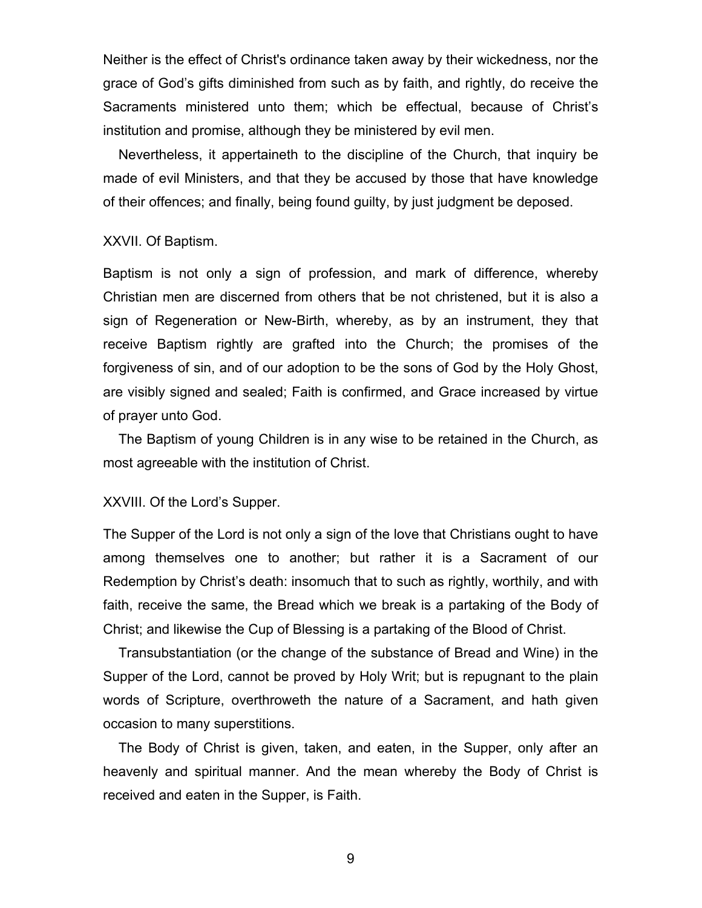Neither is the effect of Christ's ordinance taken away by their wickedness, nor the grace of God's gifts diminished from such as by faith, and rightly, do receive the Sacraments ministered unto them; which be effectual, because of Christ's institution and promise, although they be ministered by evil men.

Nevertheless, it appertaineth to the discipline of the Church, that inquiry be made of evil Ministers, and that they be accused by those that have knowledge of their offences; and finally, being found guilty, by just judgment be deposed.

## XXVII. Of Baptism.

Baptism is not only a sign of profession, and mark of difference, whereby Christian men are discerned from others that be not christened, but it is also a sign of Regeneration or New-Birth, whereby, as by an instrument, they that receive Baptism rightly are grafted into the Church; the promises of the forgiveness of sin, and of our adoption to be the sons of God by the Holy Ghost, are visibly signed and sealed; Faith is confirmed, and Grace increased by virtue of prayer unto God.

The Baptism of young Children is in any wise to be retained in the Church, as most agreeable with the institution of Christ.

## XXVIII. Of the Lord's Supper.

The Supper of the Lord is not only a sign of the love that Christians ought to have among themselves one to another; but rather it is a Sacrament of our Redemption by Christ's death: insomuch that to such as rightly, worthily, and with faith, receive the same, the Bread which we break is a partaking of the Body of Christ; and likewise the Cup of Blessing is a partaking of the Blood of Christ.

Transubstantiation (or the change of the substance of Bread and Wine) in the Supper of the Lord, cannot be proved by Holy Writ; but is repugnant to the plain words of Scripture, overthroweth the nature of a Sacrament, and hath given occasion to many superstitions.

The Body of Christ is given, taken, and eaten, in the Supper, only after an heavenly and spiritual manner. And the mean whereby the Body of Christ is received and eaten in the Supper, is Faith.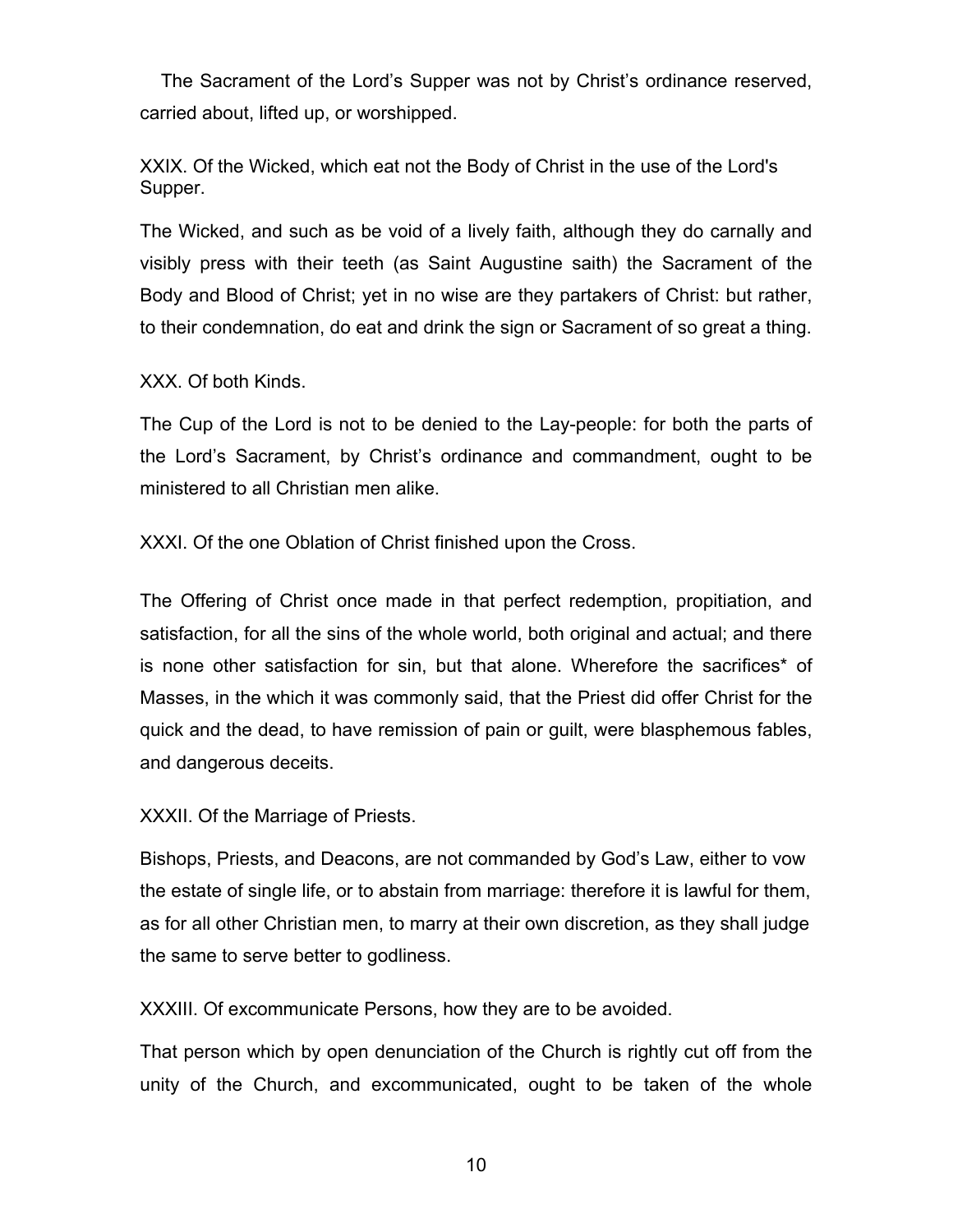The Sacrament of the Lord's Supper was not by Christ's ordinance reserved, carried about, lifted up, or worshipped.

XXIX. Of the Wicked, which eat not the Body of Christ in the use of the Lord's Supper.

The Wicked, and such as be void of a lively faith, although they do carnally and visibly press with their teeth (as Saint Augustine saith) the Sacrament of the Body and Blood of Christ; yet in no wise are they partakers of Christ: but rather, to their condemnation, do eat and drink the sign or Sacrament of so great a thing.

XXX. Of both Kinds.

The Cup of the Lord is not to be denied to the Lay-people: for both the parts of the Lord's Sacrament, by Christ's ordinance and commandment, ought to be ministered to all Christian men alike.

XXXI. Of the one Oblation of Christ finished upon the Cross.

The Offering of Christ once made in that perfect redemption, propitiation, and satisfaction, for all the sins of the whole world, both original and actual; and there is none other satisfaction for sin, but that alone. Wherefore the sacrifices* of Masses, in the which it was commonly said, that the Priest did offer Christ for the quick and the dead, to have remission of pain or guilt, were blasphemous fables, and dangerous deceits.

XXXII. Of the Marriage of Priests.

Bishops, Priests, and Deacons, are not commanded by God's Law, either to vow the estate of single life, or to abstain from marriage: therefore it is lawful for them, as for all other Christian men, to marry at their own discretion, as they shall judge the same to serve better to godliness.

XXXIII. Of excommunicate Persons, how they are to be avoided.

That person which by open denunciation of the Church is rightly cut off from the unity of the Church, and excommunicated, ought to be taken of the whole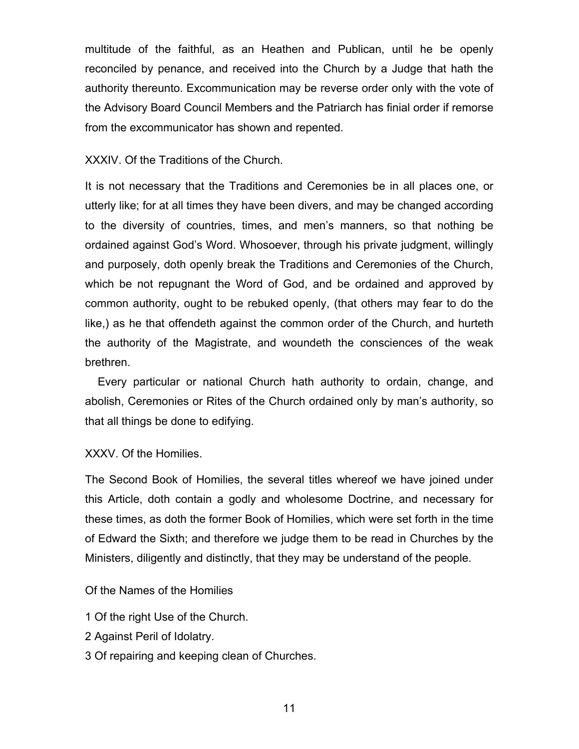multitude of the faithful, as an Heathen and Publican, until he be openly reconciled by penance, and received into the Church by a Judge that hath the authority thereunto. Excommunication may be reverse order only with the vote of the Advisory Board Council Members and the Patriarch has finial order if remorse from the excommunicator has shown and repented.

XXXIV. Of the Traditions of the Church.

It is not necessary that the Traditions and Ceremonies be in all places one, or utterly like; for at all times they have been divers, and may be changed according to the diversity of countries, times, and men's manners, so that nothing be ordained against God's Word. Whosoever, through his private judgment, willingly and purposely, doth openly break the Traditions and Ceremonies of the Church, which be not repugnant the Word of God, and be ordained and approved by common authority, ought to be rebuked openly, (that others may fear to do the like,) as he that offendeth against the common order of the Church, and hurteth the authority of the Magistrate, and woundeth the consciences of the weak brethren.

Every particular or national Church hath authority to ordain, change, and abolish, Ceremonies or Rites of the Church ordained only by man's authority, so that all things be done to edifying.

XXXV. Of the Homilies.

The Second Book of Homilies, the several titles whereof we have joined under this Article, doth contain a godly and wholesome Doctrine, and necessary for these times, as doth the former Book of Homilies, which were set forth in the time of Edward the Sixth; and therefore we judge them to be read in Churches by the Ministers, diligently and distinctly, that they may be understand of the people.

Of the Names of the Homilies

1 Of the right Use of the Church.
2 Against Peril of Idolatry.
3 Of repairing and keeping clean of Churches.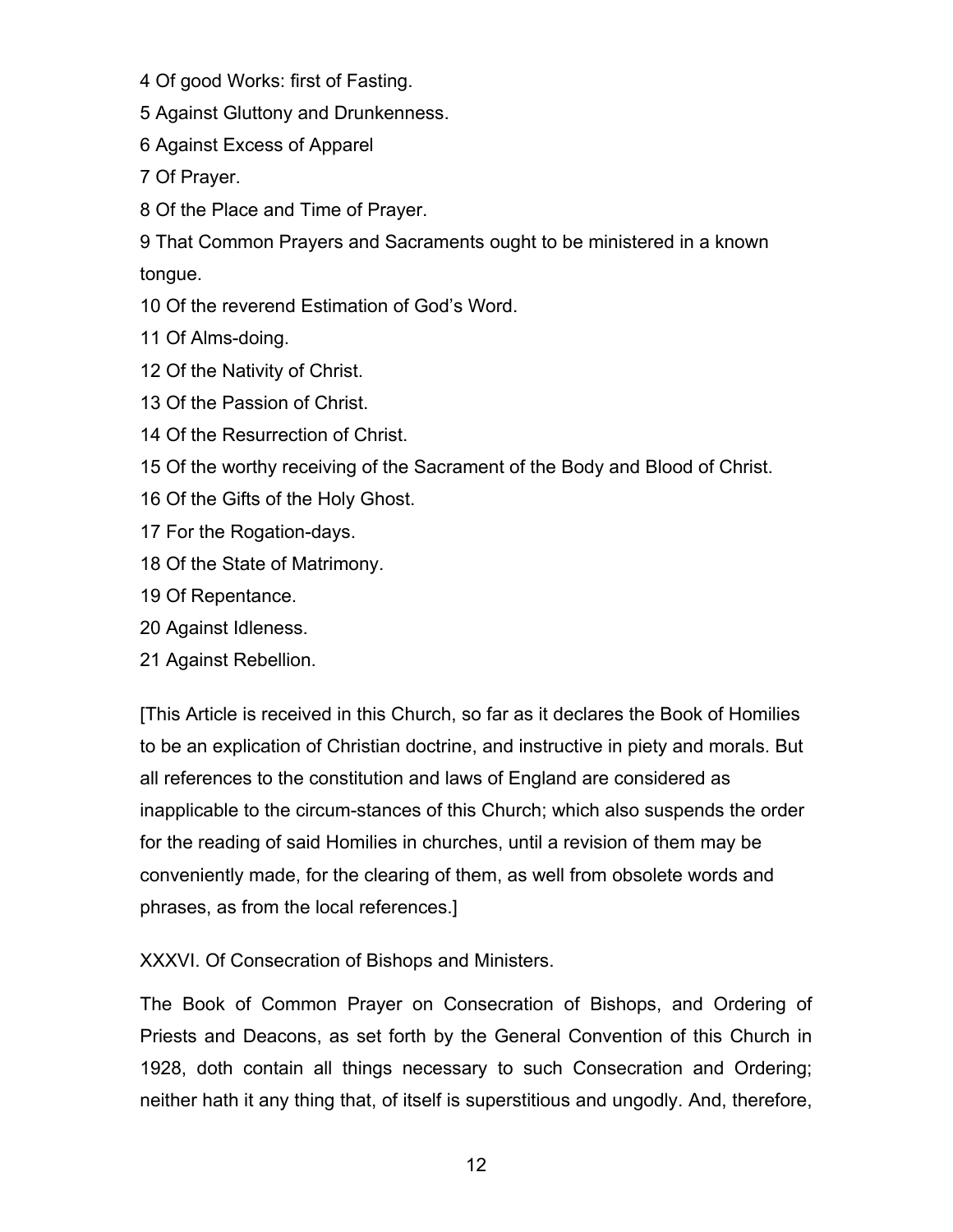4 Of good Works: first of Fasting.

5 Against Gluttony and Drunkenness.

6 Against Excess of Apparel

7 Of Prayer.

8 Of the Place and Time of Prayer.

9 That Common Prayers and Sacraments ought to be ministered in a known tongue.

10 Of the reverend Estimation of God’s Word.

11 Of Alms-doing.

12 Of the Nativity of Christ.

13 Of the Passion of Christ.

14 Of the Resurrection of Christ.

15 Of the worthy receiving of the Sacrament of the Body and Blood of Christ.

16 Of the Gifts of the Holy Ghost.

17 For the Rogation-days.

18 Of the State of Matrimony.

19 Of Repentance.

20 Against Idleness.

21 Against Rebellion.

[This Article is received in this Church, so far as it declares the Book of Homilies to be an explication of Christian doctrine, and instructive in piety and morals. But all references to the constitution and laws of England are considered as inapplicable to the circum-stances of this Church; which also suspends the order for the reading of said Homilies in churches, until a revision of them may be conveniently made, for the clearing of them, as well from obsolete words and phrases, as from the local references.]

XXXVI. Of Consecration of Bishops and Ministers.

The Book of Common Prayer on Consecration of Bishops, and Ordering of Priests and Deacons, as set forth by the General Convention of this Church in 1928, doth contain all things necessary to such Consecration and Ordering; neither hath it any thing that, of itself is superstitious and ungodly. And, therefore,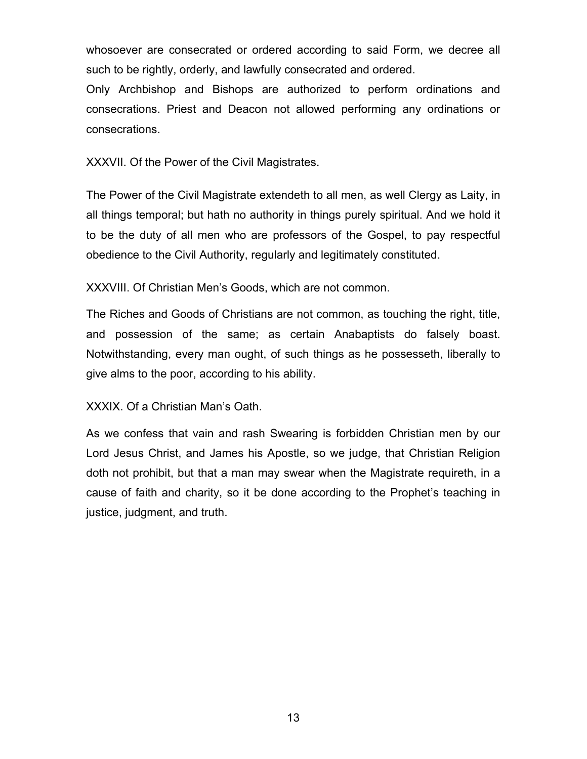whosoever are consecrated or ordered according to said Form, we decree all such to be rightly, orderly, and lawfully consecrated and ordered.
Only Archbishop and Bishops are authorized to perform ordinations and consecrations. Priest and Deacon not allowed performing any ordinations or consecrations.

XXXVII. Of the Power of the Civil Magistrates.

The Power of the Civil Magistrate extendeth to all men, as well Clergy as Laity, in all things temporal; but hath no authority in things purely spiritual. And we hold it to be the duty of all men who are professors of the Gospel, to pay respectful obedience to the Civil Authority, regularly and legitimately constituted.

XXXVIII. Of Christian Men's Goods, which are not common.

The Riches and Goods of Christians are not common, as touching the right, title, and possession of the same; as certain Anabaptists do falsely boast. Notwithstanding, every man ought, of such things as he possesseth, liberally to give alms to the poor, according to his ability.

XXXIX. Of a Christian Man's Oath.

As we confess that vain and rash Swearing is forbidden Christian men by our Lord Jesus Christ, and James his Apostle, so we judge, that Christian Religion doth not prohibit, but that a man may swear when the Magistrate requireth, in a cause of faith and charity, so it be done according to the Prophet's teaching in justice, judgment, and truth.